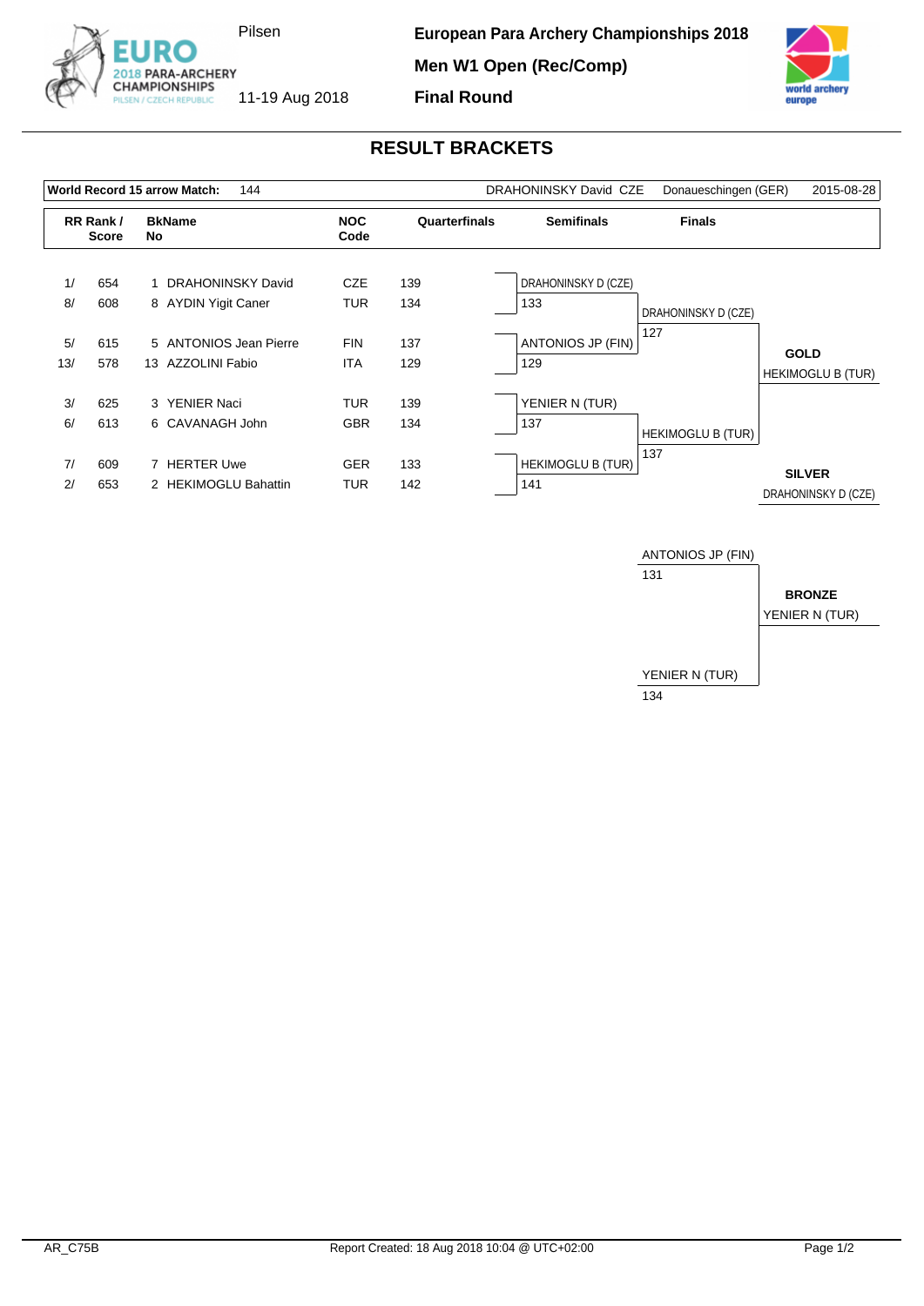# European Para Archery Championships 2018

Pilsen

11-19 Aug 2018

**Men W1 Open (Rec/Comp)**

**Final Round**

## RESULT BRACKETS

| **World Record 15 arrow Match:** | 144 | DRAHONINSKY David CZE | Donaueschingen (GER) | 2015-08-28 |
|---|---|---|---|---|

| RR Rank / Score | | BkName No | | NOC Code | Quarterfinals |
|---|---|---|---|---|---|
| 1/ | 654 | 1 | DRAHONINSKY David | CZE | 139 |
| 8/ | 608 | 8 | AYDIN Yigit Caner | TUR | 134 |
| 5/ | 615 | 5 | ANTONIOS Jean Pierre | FIN | 137 |
| 13/ | 578 | 13 | AZZOLINI Fabio | ITA | 129 |
| 3/ | 625 | 3 | YENIER Naci | TUR | 139 |
| 6/ | 613 | 6 | CAVANAGH John | GBR | 134 |
| 7/ | 609 | 7 | HERTER Uwe | GER | 133 |
| 2/ | 653 | 2 | HEKIMOGLU Bahattin | TUR | 142 |

### Semifinals

| Match | Athlete | Score |
|---|---|---|
| 1 | DRAHONINSKY D (CZE) | 133 |
| 1 | ANTONIOS JP (FIN) | 129 |
| 2 | YENIER N (TUR) | 137 |
| 2 | HEKIMOGLU B (TUR) | 141 |

### Finals

| Athlete | Score |
|---|---|
| DRAHONINSKY D (CZE) | 127 |
| HEKIMOGLU B (TUR) | 137 |

**GOLD**: HEKIMOGLU B (TUR)

**SILVER**: DRAHONINSKY D (CZE)

### Bronze Match

| Athlete | Score |
|---|---|
| ANTONIOS JP (FIN) | 131 |
| YENIER N (TUR) | 134 |

**BRONZE**: YENIER N (TUR)

AR_C75B

Report Created: 18 Aug 2018 10:04 @ UTC+02:00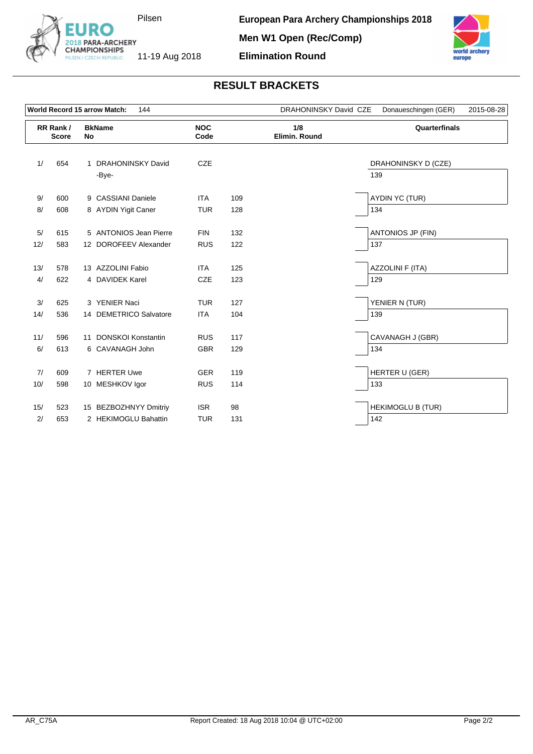# European Para Archery Championships 2018

**Men W1 Open (Rec/Comp)**

**Elimination Round**

Pilsen

11-19 Aug 2018

## RESULT BRACKETS

| World Record 15 arrow Match: | 144 | DRAHONINSKY David CZE | Donaueschingen (GER) | 2015-08-28 |
|---|---|---|---|---|

| RR Rank / | Score | BkNo | Name | NOC Code | 1/8 Elimin. Round | Quarterfinals |
|---|---|---|---|---|---|---|
| 1/ | 654 | 1 | DRAHONINSKY David | CZE | | DRAHONINSKY D (CZE) |
| | | | -Bye- | | | 139 |
| 9/ | 600 | 9 | CASSIANI Daniele | ITA | 109 | AYDIN YC (TUR) |
| 8/ | 608 | 8 | AYDIN Yigit Caner | TUR | 128 | 134 |
| 5/ | 615 | 5 | ANTONIOS Jean Pierre | FIN | 132 | ANTONIOS JP (FIN) |
| 12/ | 583 | 12 | DOROFEEV Alexander | RUS | 122 | 137 |
| 13/ | 578 | 13 | AZZOLINI Fabio | ITA | 125 | AZZOLINI F (ITA) |
| 4/ | 622 | 4 | DAVIDEK Karel | CZE | 123 | 129 |
| 3/ | 625 | 3 | YENIER Naci | TUR | 127 | YENIER N (TUR) |
| 14/ | 536 | 14 | DEMETRICO Salvatore | ITA | 104 | 139 |
| 11/ | 596 | 11 | DONSKOI Konstantin | RUS | 117 | CAVANAGH J (GBR) |
| 6/ | 613 | 6 | CAVANAGH John | GBR | 129 | 134 |
| 7/ | 609 | 7 | HERTER Uwe | GER | 119 | HERTER U (GER) |
| 10/ | 598 | 10 | MESHKOV Igor | RUS | 114 | 133 |
| 15/ | 523 | 15 | BEZBOZHNYY Dmitriy | ISR | 98 | HEKIMOGLU B (TUR) |
| 2/ | 653 | 2 | HEKIMOGLU Bahattin | TUR | 131 | 142 |

AR_C75A

Report Created: 18 Aug 2018 10:04 @ UTC+02:00